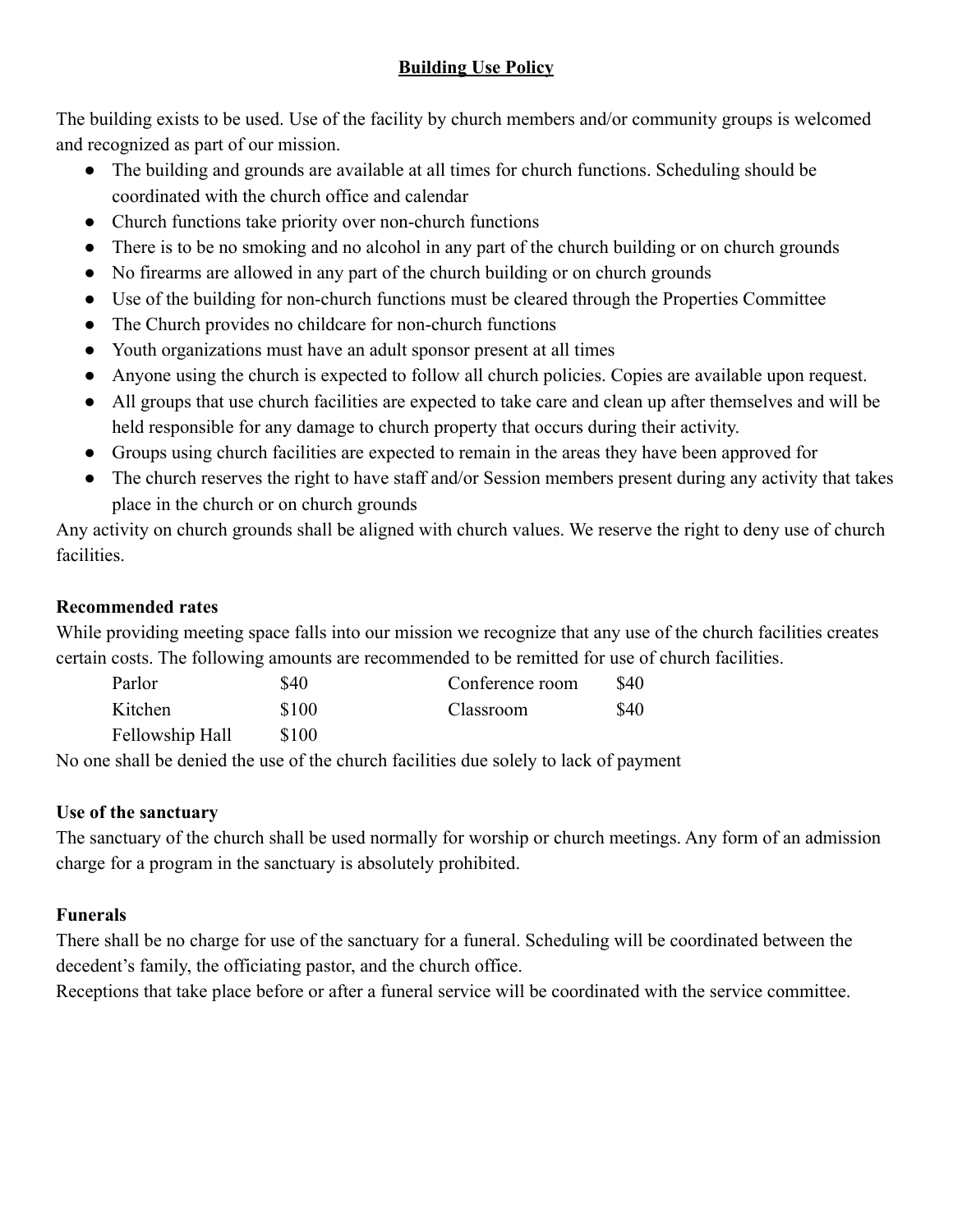# **Building Use Policy**

The building exists to be used. Use of the facility by church members and/or community groups is welcomed and recognized as part of our mission.

- The building and grounds are available at all times for church functions. Scheduling should be coordinated with the church office and calendar
- Church functions take priority over non-church functions
- There is to be no smoking and no alcohol in any part of the church building or on church grounds
- No firearms are allowed in any part of the church building or on church grounds
- Use of the building for non-church functions must be cleared through the Properties Committee
- The Church provides no childcare for non-church functions
- Youth organizations must have an adult sponsor present at all times
- Anyone using the church is expected to follow all church policies. Copies are available upon request.
- All groups that use church facilities are expected to take care and clean up after themselves and will be held responsible for any damage to church property that occurs during their activity.
- Groups using church facilities are expected to remain in the areas they have been approved for
- The church reserves the right to have staff and/or Session members present during any activity that takes place in the church or on church grounds

Any activity on church grounds shall be aligned with church values. We reserve the right to deny use of church facilities.

**Recommended rates**

While providing meeting space falls into our mission we recognize that any use of the church facilities creates certain costs. The following amounts are recommended to be remitted for use of church facilities.

| | | | |
|---|---|---|---|
| Parlor | $40 | Conference room | $40 |
| Kitchen | $100 | Classroom | $40 |
| Fellowship Hall | $100 | | |

No one shall be denied the use of the church facilities due solely to lack of payment

**Use of the sanctuary**

The sanctuary of the church shall be used normally for worship or church meetings. Any form of an admission charge for a program in the sanctuary is absolutely prohibited.

**Funerals**

There shall be no charge for use of the sanctuary for a funeral. Scheduling will be coordinated between the decedent's family, the officiating pastor, and the church office.

Receptions that take place before or after a funeral service will be coordinated with the service committee.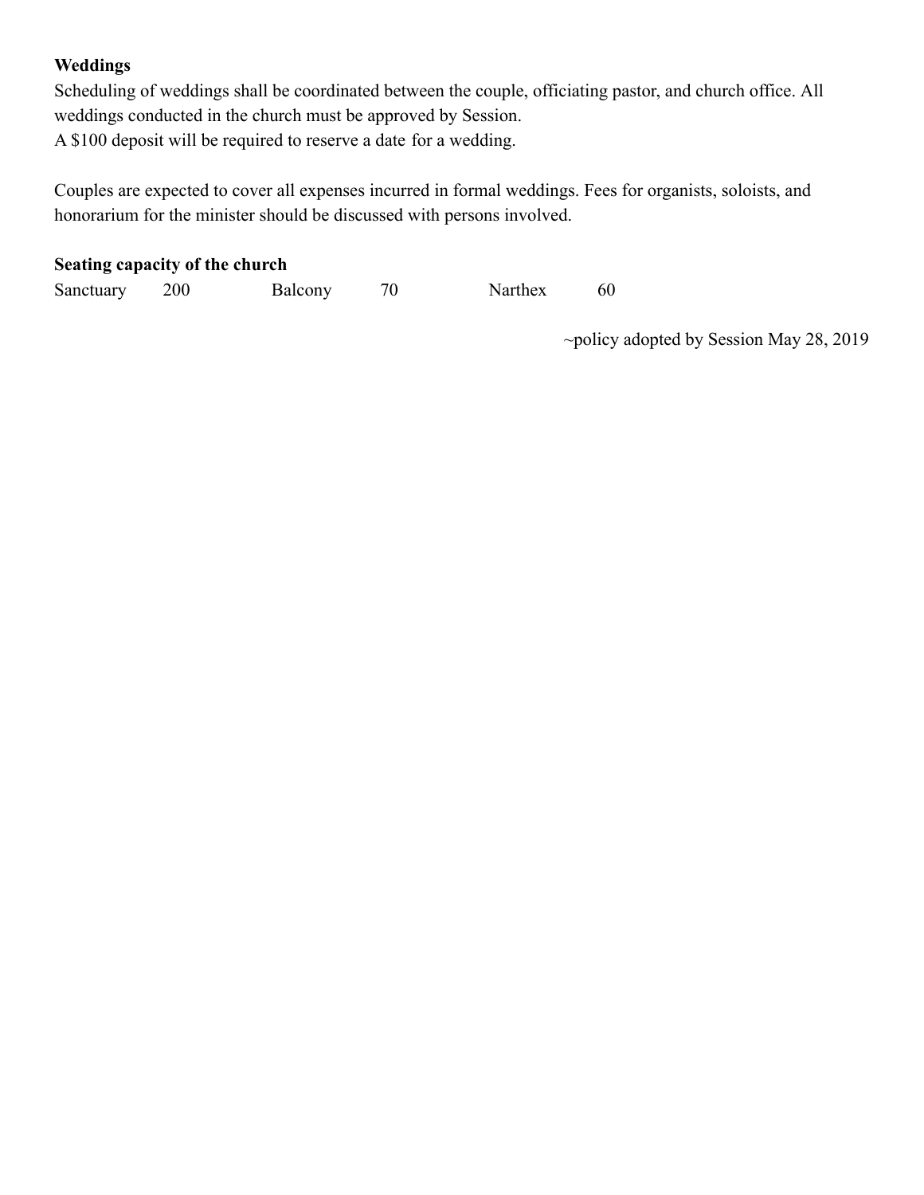**Weddings**

Scheduling of weddings shall be coordinated between the couple, officiating pastor, and church office. All weddings conducted in the church must be approved by Session.
A $100 deposit will be required to reserve a date for a wedding.

Couples are expected to cover all expenses incurred in formal weddings. Fees for organists, soloists, and honorarium for the minister should be discussed with persons involved.

**Seating capacity of the church**

| | | | | | |
|---|---|---|---|---|---|
| Sanctuary | 200 | Balcony | 70 | Narthex | 60 |

~policy adopted by Session May 28, 2019